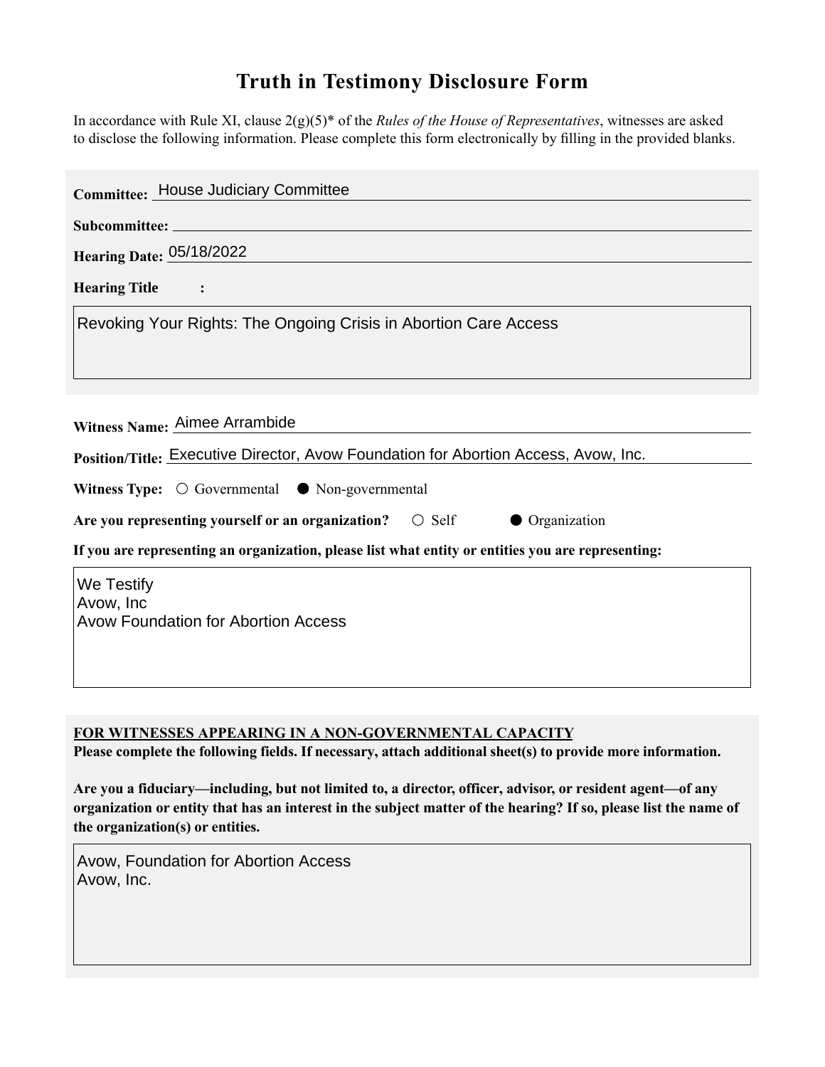# Truth in Testimony Disclosure Form

In accordance with Rule XI, clause 2(g)(5)* of the *Rules of the House of Representatives*, witnesses are asked to disclose the following information. Please complete this form electronically by filling in the provided blanks.

**Committee:** House Judiciary Committee

**Subcommittee:**

**Hearing Date:** 05/18/2022

**Hearing Title:**

Revoking Your Rights: The Ongoing Crisis in Abortion Care Access

**Witness Name:** Aimee Arrambide

**Position/Title:** Executive Director, Avow Foundation for Abortion Access, Avow, Inc.

**Witness Type:** ○ Governmental ● Non-governmental

**Are you representing yourself or an organization?** ○ Self ● Organization

**If you are representing an organization, please list what entity or entities you are representing:**

We Testify
Avow, Inc
Avow Foundation for Abortion Access

**FOR WITNESSES APPEARING IN A NON-GOVERNMENTAL CAPACITY**

**Please complete the following fields. If necessary, attach additional sheet(s) to provide more information.**

**Are you a fiduciary—including, but not limited to, a director, officer, advisor, or resident agent—of any organization or entity that has an interest in the subject matter of the hearing? If so, please list the name of the organization(s) or entities.**

Avow, Foundation for Abortion Access
Avow, Inc.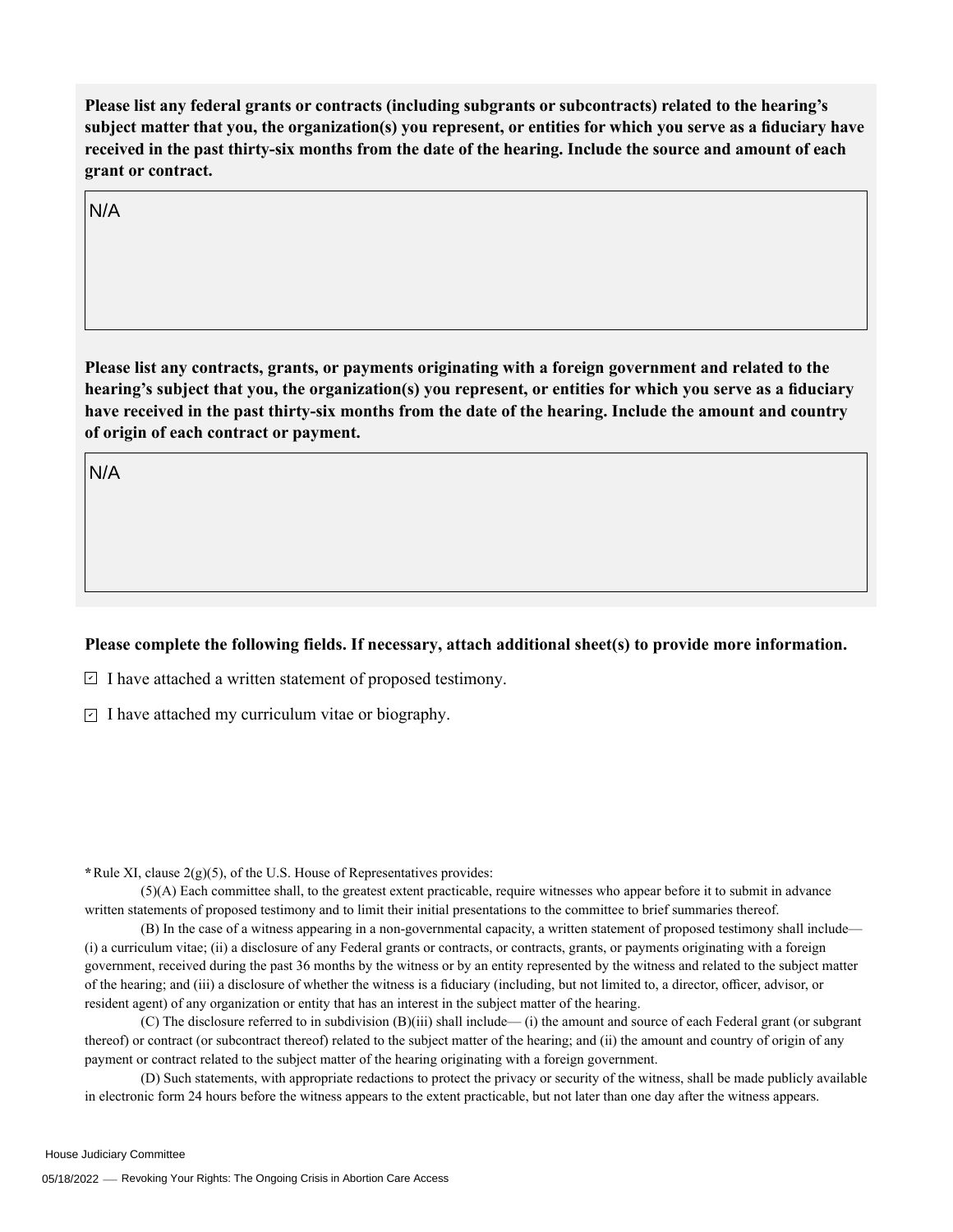**Please list any federal grants or contracts (including subgrants or subcontracts) related to the hearing's subject matter that you, the organization(s) you represent, or entities for which you serve as a fiduciary have received in the past thirty-six months from the date of the hearing. Include the source and amount of each grant or contract.**

N/A

**Please list any contracts, grants, or payments originating with a foreign government and related to the hearing's subject that you, the organization(s) you represent, or entities for which you serve as a fiduciary have received in the past thirty-six months from the date of the hearing. Include the amount and country of origin of each contract or payment.**

N/A

**Please complete the following fields. If necessary, attach additional sheet(s) to provide more information.**

- [x] I have attached a written statement of proposed testimony.
- [x] I have attached my curriculum vitae or biography.

*Rule XI, clause 2(g)(5), of the U.S. House of Representatives provides:

(5)(A) Each committee shall, to the greatest extent practicable, require witnesses who appear before it to submit in advance written statements of proposed testimony and to limit their initial presentations to the committee to brief summaries thereof.

(B) In the case of a witness appearing in a non-governmental capacity, a written statement of proposed testimony shall include— (i) a curriculum vitae; (ii) a disclosure of any Federal grants or contracts, or contracts, grants, or payments originating with a foreign government, received during the past 36 months by the witness or by an entity represented by the witness and related to the subject matter of the hearing; and (iii) a disclosure of whether the witness is a fiduciary (including, but not limited to, a director, officer, advisor, or resident agent) of any organization or entity that has an interest in the subject matter of the hearing.

(C) The disclosure referred to in subdivision (B)(iii) shall include— (i) the amount and source of each Federal grant (or subgrant thereof) or contract (or subcontract thereof) related to the subject matter of the hearing; and (ii) the amount and country of origin of any payment or contract related to the subject matter of the hearing originating with a foreign government.

(D) Such statements, with appropriate redactions to protect the privacy or security of the witness, shall be made publicly available in electronic form 24 hours before the witness appears to the extent practicable, but not later than one day after the witness appears.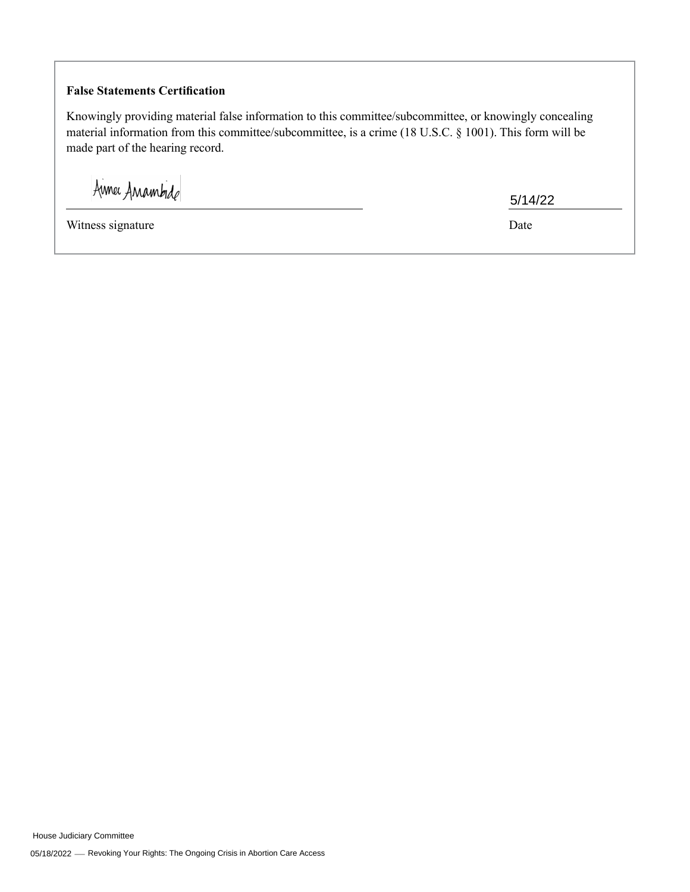**False Statements Certification**

Knowingly providing material false information to this committee/subcommittee, or knowingly concealing material information from this committee/subcommittee, is a crime (18 U.S.C. § 1001). This form will be made part of the hearing record.

Aimee Arrambide

Witness signature

5/14/22

Date